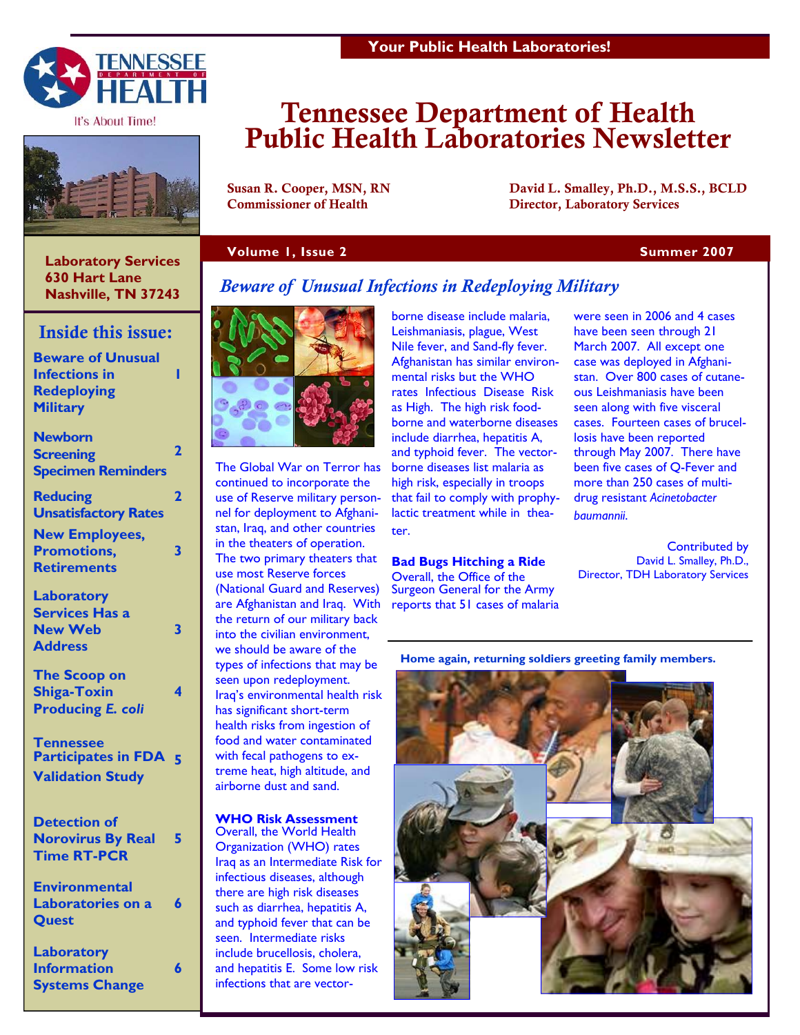Your Public Health Laboratories!

# Tennessee Department of Health Public Health Laboratories Newsletter

**Susan R. Cooper, MSN, RN**
**Commissioner of Health**

**David L. Smalley, Ph.D., M.S.S., BCLD**
**Director, Laboratory Services**

**Volume 1, Issue 2** — **Summer 2007**

**Laboratory Services**
**630 Hart Lane**
**Nashville, TN 37243**

## Inside this issue:

| | |
|---|---|
| Beware of Unusual Infections in Redeploying Military | 1 |
| Newborn Screening Specimen Reminders | 2 |
| Reducing Unsatisfactory Rates | 2 |
| New Employees, Promotions, Retirements | 3 |
| Laboratory Services Has a New Web Address | 3 |
| The Scoop on Shiga-Toxin Producing *E. coli* | 4 |
| Tennessee Participates in FDA Validation Study | 5 |
| Detection of Norovirus By Real Time RT-PCR | 5 |
| Environmental Laboratories on a Quest | 6 |
| Laboratory Information Systems Change | 6 |

## *Beware of Unusual Infections in Redeploying Military*

The Global War on Terror has continued to incorporate the use of Reserve military personnel for deployment to Afghanistan, Iraq, and other countries in the theaters of operation. The two primary theaters that use most Reserve forces (National Guard and Reserves) are Afghanistan and Iraq. With the return of our military back into the civilian environment, we should be aware of the types of infections that may be seen upon redeployment. Iraq's environmental health risk has significant short-term health risks from ingestion of food and water contaminated with fecal pathogens to extreme heat, high altitude, and airborne dust and sand.

### WHO Risk Assessment

Overall, the World Health Organization (WHO) rates Iraq as an Intermediate Risk for infectious diseases, although there are high risk diseases such as diarrhea, hepatitis A, and typhoid fever that can be seen. Intermediate risks include brucellosis, cholera, and hepatitis E. Some low risk infections that are vector-borne disease include malaria, Leishmaniasis, plague, West Nile fever, and Sand-fly fever. Afghanistan has similar environmental risks but the WHO rates Infectious Disease Risk as High. The high risk food-borne and waterborne diseases include diarrhea, hepatitis A, and typhoid fever. The vector-borne diseases list malaria as high risk, especially in troops that fail to comply with prophylactic treatment while in theater.

### Bad Bugs Hitching a Ride

Overall, the Office of the Surgeon General for the Army reports that 51 cases of malaria were seen in 2006 and 4 cases have been seen through 21 March 2007. All except one case was deployed in Afghanistan. Over 800 cases of cutaneous Leishmaniasis have been seen along with five visceral cases. Fourteen cases of brucellosis have been reported through May 2007. There have been five cases of Q-Fever and more than 250 cases of multi-drug resistant *Acinetobacter baumannii.*

Contributed by
David L. Smalley, Ph.D.,
Director, TDH Laboratory Services

**Home again, returning soldiers greeting family members.**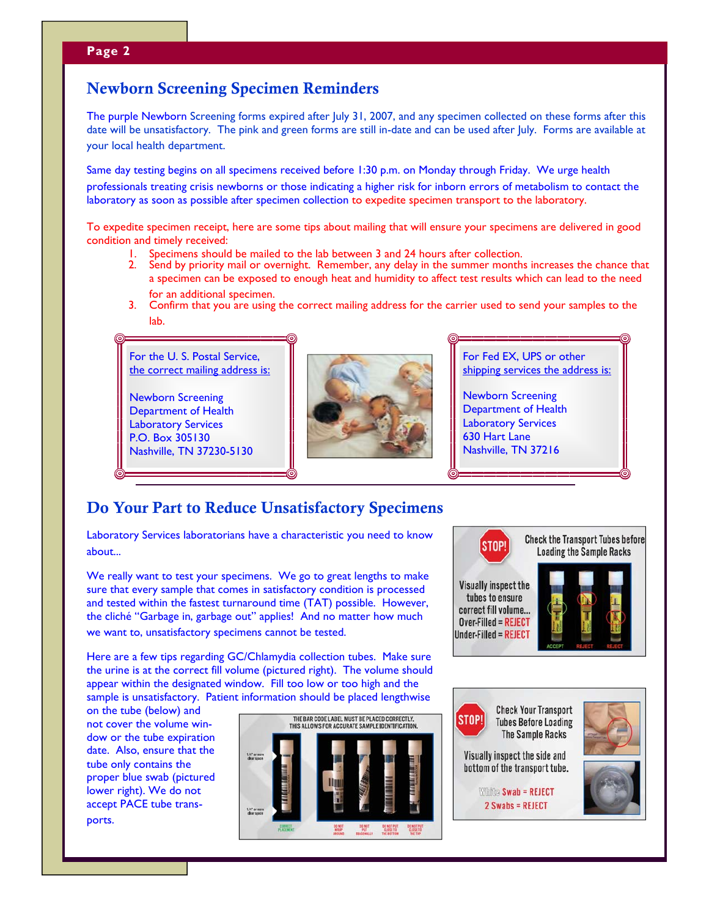## Newborn Screening Specimen Reminders

The purple Newborn Screening forms expired after July 31, 2007, and any specimen collected on these forms after this date will be unsatisfactory. The pink and green forms are still in-date and can be used after July. Forms are available at your local health department.

Same day testing begins on all specimens received before 1:30 p.m. on Monday through Friday. We urge health professionals treating crisis newborns or those indicating a higher risk for inborn errors of metabolism to contact the laboratory as soon as possible after specimen collection to expedite specimen transport to the laboratory.

To expedite specimen receipt, here are some tips about mailing that will ensure your specimens are delivered in good condition and timely received:

1. Specimens should be mailed to the lab between 3 and 24 hours after collection.
2. Send by priority mail or overnight. Remember, any delay in the summer months increases the chance that a specimen can be exposed to enough heat and humidity to affect test results which can lead to the need for an additional specimen.
3. Confirm that you are using the correct mailing address for the carrier used to send your samples to the lab.

For the U. S. Postal Service, the correct mailing address is:

Newborn Screening
Department of Health
Laboratory Services
P.O. Box 305130
Nashville, TN 37230-5130

For Fed EX, UPS or other shipping services the address is:

Newborn Screening
Department of Health
Laboratory Services
630 Hart Lane
Nashville, TN 37216

## Do Your Part to Reduce Unsatisfactory Specimens

Laboratory Services laboratorians have a characteristic you need to know about...

We really want to test your specimens. We go to great lengths to make sure that every sample that comes in satisfactory condition is processed and tested within the fastest turnaround time (TAT) possible. However, the cliché "Garbage in, garbage out" applies! And no matter how much we want to, unsatisfactory specimens cannot be tested.

Here are a few tips regarding GC/Chlamydia collection tubes. Make sure the urine is at the correct fill volume (pictured right). The volume should appear within the designated window. Fill too low or too high and the sample is unsatisfactory. Patient information should be placed lengthwise on the tube (below) and not cover the volume window or the tube expiration date. Also, ensure that the tube only contains the proper blue swab (pictured lower right). We do not accept PACE tube transports.

STOP! Check the Transport Tubes before Loading the Sample Racks

Visually inspect the tubes to ensure correct fill volume...
Over-Filled = REJECT
Under-Filled = REJECT

ACCEPT REJECT REJECT

THE BAR CODE LABEL MUST BE PLACED CORRECTLY. THIS ALLOWS FOR ACCURATE SAMPLE IDENTIFICATION.

CORRECT PLACEMENT | DO NOT WRAP AROUND | DO NOT PUT DIAGONALLY | DO NOT PUT CLOSE TO THE BOTTOM | DO NOT PUT CLOSE TO THE TOP

STOP! Check Your Transport Tubes Before Loading The Sample Racks

Visually inspect the side and bottom of the transport tube.

White Swab = REJECT
2 Swabs = REJECT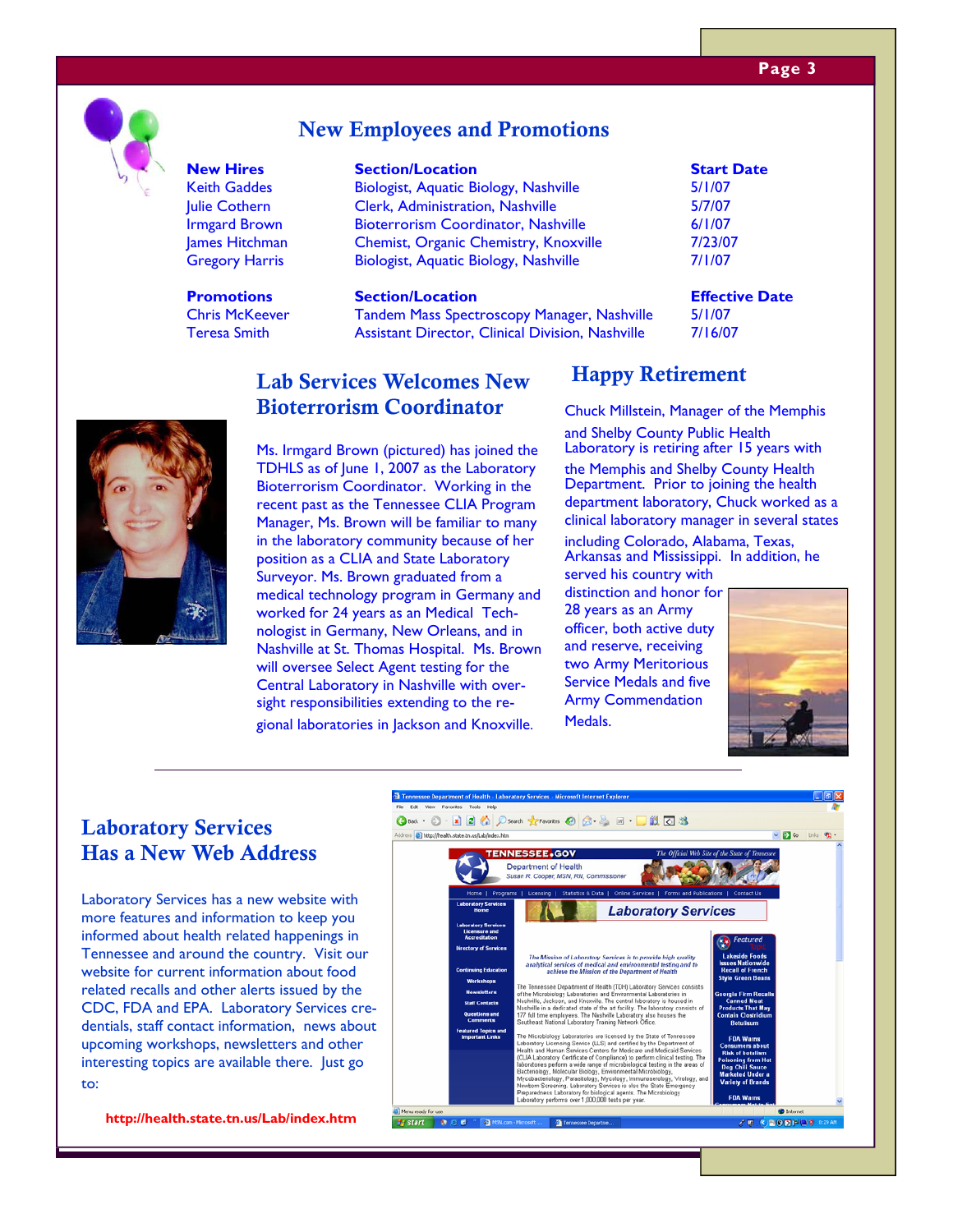# New Employees and Promotions

| New Hires | Section/Location | Start Date |
|---|---|---|
| Keith Gaddes | Biologist, Aquatic Biology, Nashville | 5/1/07 |
| Julie Cothern | Clerk, Administration, Nashville | 5/7/07 |
| Irmgard Brown | Bioterrorism Coordinator, Nashville | 6/1/07 |
| James Hitchman | Chemist, Organic Chemistry, Knoxville | 7/23/07 |
| Gregory Harris | Biologist, Aquatic Biology, Nashville | 7/1/07 |

| Promotions | Section/Location | Effective Date |
|---|---|---|
| Chris McKeever | Tandem Mass Spectroscopy Manager, Nashville | 5/1/07 |
| Teresa Smith | Assistant Director, Clinical Division, Nashville | 7/16/07 |

## Lab Services Welcomes New Bioterrorism Coordinator

Ms. Irmgard Brown (pictured) has joined the TDHLS as of June 1, 2007 as the Laboratory Bioterrorism Coordinator. Working in the recent past as the Tennessee CLIA Program Manager, Ms. Brown will be familiar to many in the laboratory community because of her position as a CLIA and State Laboratory Surveyor. Ms. Brown graduated from a medical technology program in Germany and worked for 24 years as an Medical Technologist in Germany, New Orleans, and in Nashville at St. Thomas Hospital. Ms. Brown will oversee Select Agent testing for the Central Laboratory in Nashville with oversight responsibilities extending to the regional laboratories in Jackson and Knoxville.

## Happy Retirement

Chuck Millstein, Manager of the Memphis and Shelby County Public Health Laboratory is retiring after 15 years with the Memphis and Shelby County Health Department. Prior to joining the health department laboratory, Chuck worked as a clinical laboratory manager in several states including Colorado, Alabama, Texas, Arkansas and Mississippi. In addition, he served his country with distinction and honor for 28 years as an Army officer, both active duty and reserve, receiving two Army Meritorious Service Medals and five Army Commendation Medals.

## Laboratory Services Has a New Web Address

Laboratory Services has a new website with more features and information to keep you informed about health related happenings in Tennessee and around the country. Visit our website for current information about food related recalls and other alerts issued by the CDC, FDA and EPA. Laboratory Services credentials, staff contact information, news about upcoming workshops, newsletters and other interesting topics are available there. Just go to:

**http://health.state.tn.us/Lab/index.htm**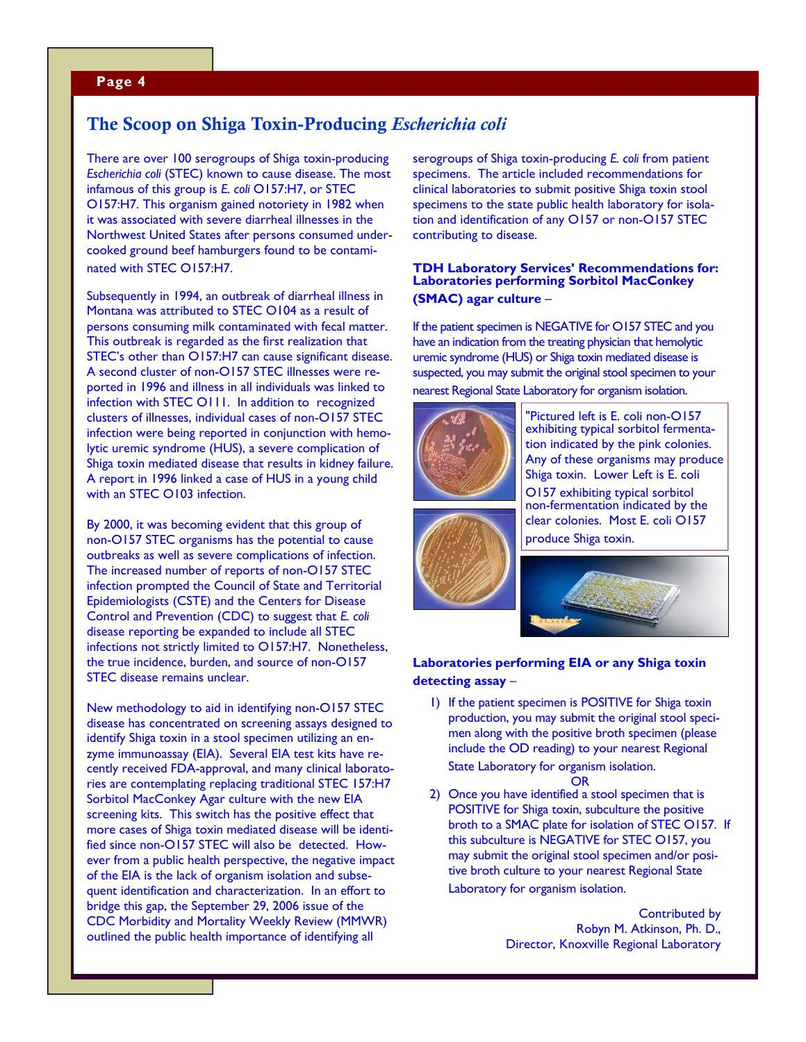## The Scoop on Shiga Toxin-Producing *Escherichia coli*

There are over 100 serogroups of Shiga toxin-producing *Escherichia coli* (STEC) known to cause disease. The most infamous of this group is *E. coli* O157:H7, or STEC O157:H7. This organism gained notoriety in 1982 when it was associated with severe diarrheal illnesses in the Northwest United States after persons consumed undercooked ground beef hamburgers found to be contaminated with STEC O157:H7.

Subsequently in 1994, an outbreak of diarrheal illness in Montana was attributed to STEC O104 as a result of persons consuming milk contaminated with fecal matter. This outbreak is regarded as the first realization that STEC's other than O157:H7 can cause significant disease. A second cluster of non-O157 STEC illnesses were reported in 1996 and illness in all individuals was linked to infection with STEC O111. In addition to recognized clusters of illnesses, individual cases of non-O157 STEC infection were being reported in conjunction with hemolytic uremic syndrome (HUS), a severe complication of Shiga toxin mediated disease that results in kidney failure. A report in 1996 linked a case of HUS in a young child with an STEC O103 infection.

By 2000, it was becoming evident that this group of non-O157 STEC organisms has the potential to cause outbreaks as well as severe complications of infection. The increased number of reports of non-O157 STEC infection prompted the Council of State and Territorial Epidemiologists (CSTE) and the Centers for Disease Control and Prevention (CDC) to suggest that *E. coli* disease reporting be expanded to include all STEC infections not strictly limited to O157:H7. Nonetheless, the true incidence, burden, and source of non-O157 STEC disease remains unclear.

New methodology to aid in identifying non-O157 STEC disease has concentrated on screening assays designed to identify Shiga toxin in a stool specimen utilizing an enzyme immunoassay (EIA). Several EIA test kits have recently received FDA-approval, and many clinical laboratories are contemplating replacing traditional STEC 157:H7 Sorbitol MacConkey Agar culture with the new EIA screening kits. This switch has the positive effect that more cases of Shiga toxin mediated disease will be identified since non-O157 STEC will also be detected. However from a public health perspective, the negative impact of the EIA is the lack of organism isolation and subsequent identification and characterization. In an effort to bridge this gap, the September 29, 2006 issue of the CDC Morbidity and Mortality Weekly Review (MMWR) outlined the public health importance of identifying all serogroups of Shiga toxin-producing *E. coli* from patient specimens. The article included recommendations for clinical laboratories to submit positive Shiga toxin stool specimens to the state public health laboratory for isolation and identification of any O157 or non-O157 STEC contributing to disease.

### TDH Laboratory Services' Recommendations for: Laboratories performing Sorbitol MacConkey (SMAC) agar culture –

If the patient specimen is NEGATIVE for O157 STEC and you have an indication from the treating physician that hemolytic uremic syndrome (HUS) or Shiga toxin mediated disease is suspected, you may submit the original stool specimen to your nearest Regional State Laboratory for organism isolation.

"Pictured left is E. coli non-O157 exhibiting typical sorbitol fermentation indicated by the pink colonies. Any of these organisms may produce Shiga toxin. Lower Left is E. coli O157 exhibiting typical sorbitol non-fermentation indicated by the clear colonies. Most E. coli O157 produce Shiga toxin.

### Laboratories performing EIA or any Shiga toxin detecting assay –

1) If the patient specimen is POSITIVE for Shiga toxin production, you may submit the original stool specimen along with the positive broth specimen (please include the OD reading) to your nearest Regional State Laboratory for organism isolation.

   OR

2) Once you have identified a stool specimen that is POSITIVE for Shiga toxin, subculture the positive broth to a SMAC plate for isolation of STEC O157. If this subculture is NEGATIVE for STEC O157, you may submit the original stool specimen and/or positive broth culture to your nearest Regional State Laboratory for organism isolation.

Contributed by  
Robyn M. Atkinson, Ph. D.,  
Director, Knoxville Regional Laboratory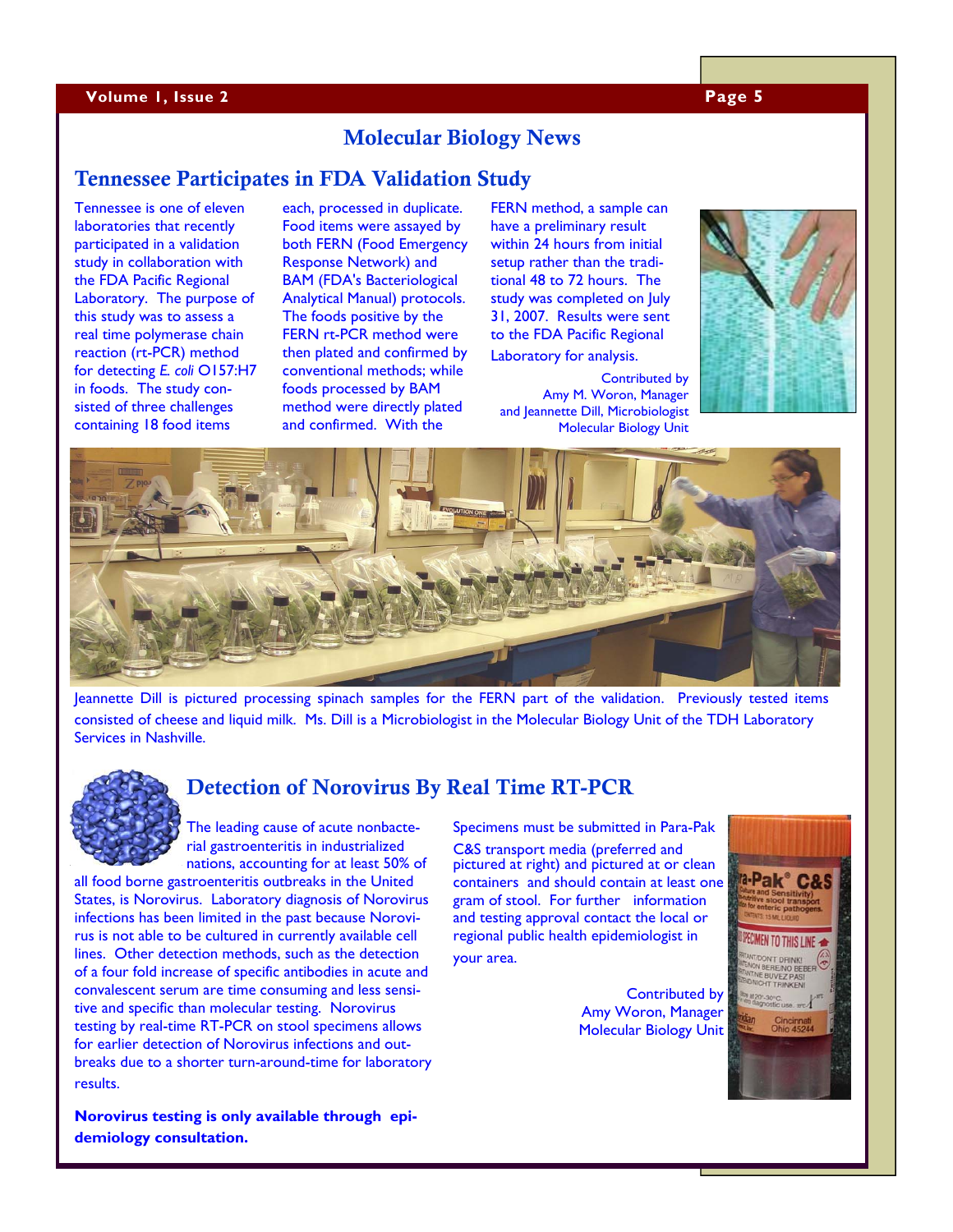# Molecular Biology News

## Tennessee Participates in FDA Validation Study

Tennessee is one of eleven laboratories that recently participated in a validation study in collaboration with the FDA Pacific Regional Laboratory. The purpose of this study was to assess a real time polymerase chain reaction (rt-PCR) method for detecting *E. coli* O157:H7 in foods. The study consisted of three challenges containing 18 food items each, processed in duplicate. Food items were assayed by both FERN (Food Emergency Response Network) and BAM (FDA's Bacteriological Analytical Manual) protocols. The foods positive by the FERN rt-PCR method were then plated and confirmed by conventional methods; while foods processed by BAM method were directly plated and confirmed. With the FERN method, a sample can have a preliminary result within 24 hours from initial setup rather than the traditional 48 to 72 hours. The study was completed on July 31, 2007. Results were sent to the FDA Pacific Regional Laboratory for analysis.

Contributed by
Amy M. Woron, Manager
and Jeannette Dill, Microbiologist
Molecular Biology Unit

Jeannette Dill is pictured processing spinach samples for the FERN part of the validation. Previously tested items consisted of cheese and liquid milk. Ms. Dill is a Microbiologist in the Molecular Biology Unit of the TDH Laboratory Services in Nashville.

## Detection of Norovirus By Real Time RT-PCR

The leading cause of acute nonbacterial gastroenteritis in industrialized nations, accounting for at least 50% of all food borne gastroenteritis outbreaks in the United States, is Norovirus. Laboratory diagnosis of Norovirus infections has been limited in the past because Norovirus is not able to be cultured in currently available cell lines. Other detection methods, such as the detection of a four fold increase of specific antibodies in acute and convalescent serum are time consuming and less sensitive and specific than molecular testing. Norovirus testing by real-time RT-PCR on stool specimens allows for earlier detection of Norovirus infections and outbreaks due to a shorter turn-around-time for laboratory results.

**Norovirus testing is only available through epidemiology consultation.**

Specimens must be submitted in Para-Pak C&S transport media (preferred and pictured at right) and pictured at or clean containers and should contain at least one gram of stool. For further information and testing approval contact the local or regional public health epidemiologist in your area.

Contributed by
Amy Woron, Manager
Molecular Biology Unit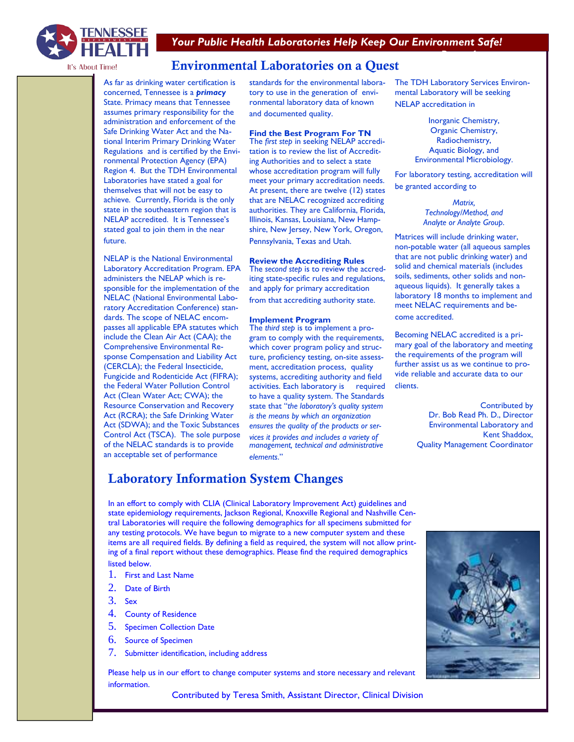*Your Public Health Laboratories Help Keep Our Environment Safe!*

## Environmental Laboratories on a Quest

As far as drinking water certification is concerned, Tennessee is a ***primacy*** State. Primacy means that Tennessee assumes primary responsibility for the administration and enforcement of the Safe Drinking Water Act and the National Interim Primary Drinking Water Regulations and is certified by the Environmental Protection Agency (EPA) Region 4. But the TDH Environmental Laboratories have stated a goal for themselves that will not be easy to achieve. Currently, Florida is the only state in the southeastern region that is NELAP accredited. It is Tennessee's stated goal to join them in the near future.

NELAP is the National Environmental Laboratory Accreditation Program. EPA administers the NELAP which is responsible for the implementation of the NELAC (National Environmental Laboratory Accreditation Conference) standards. The scope of NELAC encompasses all applicable EPA statutes which include the Clean Air Act (CAA); the Comprehensive Environmental Response Compensation and Liability Act (CERCLA); the Federal Insecticide, Fungicide and Rodenticide Act (FIFRA); the Federal Water Pollution Control Act (Clean Water Act; CWA); the Resource Conservation and Recovery Act (RCRA); the Safe Drinking Water Act (SDWA); and the Toxic Substances Control Act (TSCA). The sole purpose of the NELAC standards is to provide an acceptable set of performance standards for the environmental laboratory to use in the generation of environmental laboratory data of known and documented quality.

### Find the Best Program For TN

The *first step* in seeking NELAP accreditation is to review the list of Accrediting Authorities and to select a state whose accreditation program will fully meet your primary accreditation needs. At present, there are twelve (12) states that are NELAC recognized accrediting authorities. They are California, Florida, Illinois, Kansas, Louisiana, New Hampshire, New Jersey, New York, Oregon, Pennsylvania, Texas and Utah.

### Review the Accrediting Rules

The *second step* is to review the accrediting state-specific rules and regulations, and apply for primary accreditation from that accrediting authority state.

### Implement Program

The *third step* is to implement a program to comply with the requirements, which cover program policy and structure, proficiency testing, on-site assessment, accreditation process, quality systems, accrediting authority and field activities. Each laboratory is required to have a quality system. The Standards state that "*the laboratory's quality system is the means by which an organization ensures the quality of the products or services it provides and includes a variety of management, technical and administrative elements*."

The TDH Laboratory Services Environmental Laboratory will be seeking NELAP accreditation in

Inorganic Chemistry,
Organic Chemistry,
Radiochemistry,
Aquatic Biology, and
Environmental Microbiology.

For laboratory testing, accreditation will be granted according to

*Matrix,*
*Technology/Method, and*
*Analyte or Analyte Group.*

Matrices will include drinking water, non-potable water (all aqueous samples that are not public drinking water) and solid and chemical materials (includes soils, sediments, other solids and non-aqueous liquids). It generally takes a laboratory 18 months to implement and meet NELAC requirements and become accredited.

Becoming NELAC accredited is a primary goal of the laboratory and meeting the requirements of the program will further assist us as we continue to provide reliable and accurate data to our clients.

Contributed by
Dr. Bob Read Ph. D., Director
Environmental Laboratory and
Kent Shaddox,
Quality Management Coordinator

## Laboratory Information System Changes

In an effort to comply with CLIA (Clinical Laboratory Improvement Act) guidelines and state epidemiology requirements, Jackson Regional, Knoxville Regional and Nashville Central Laboratories will require the following demographics for all specimens submitted for any testing protocols. We have begun to migrate to a new computer system and these items are all required fields. By defining a field as required, the system will not allow printing of a final report without these demographics. Please find the required demographics listed below.

1. First and Last Name
2. Date of Birth
3. Sex
4. County of Residence
5. Specimen Collection Date
6. Source of Specimen
7. Submitter identification, including address

Please help us in our effort to change computer systems and store necessary and relevant information.

Contributed by Teresa Smith, Assistant Director, Clinical Division